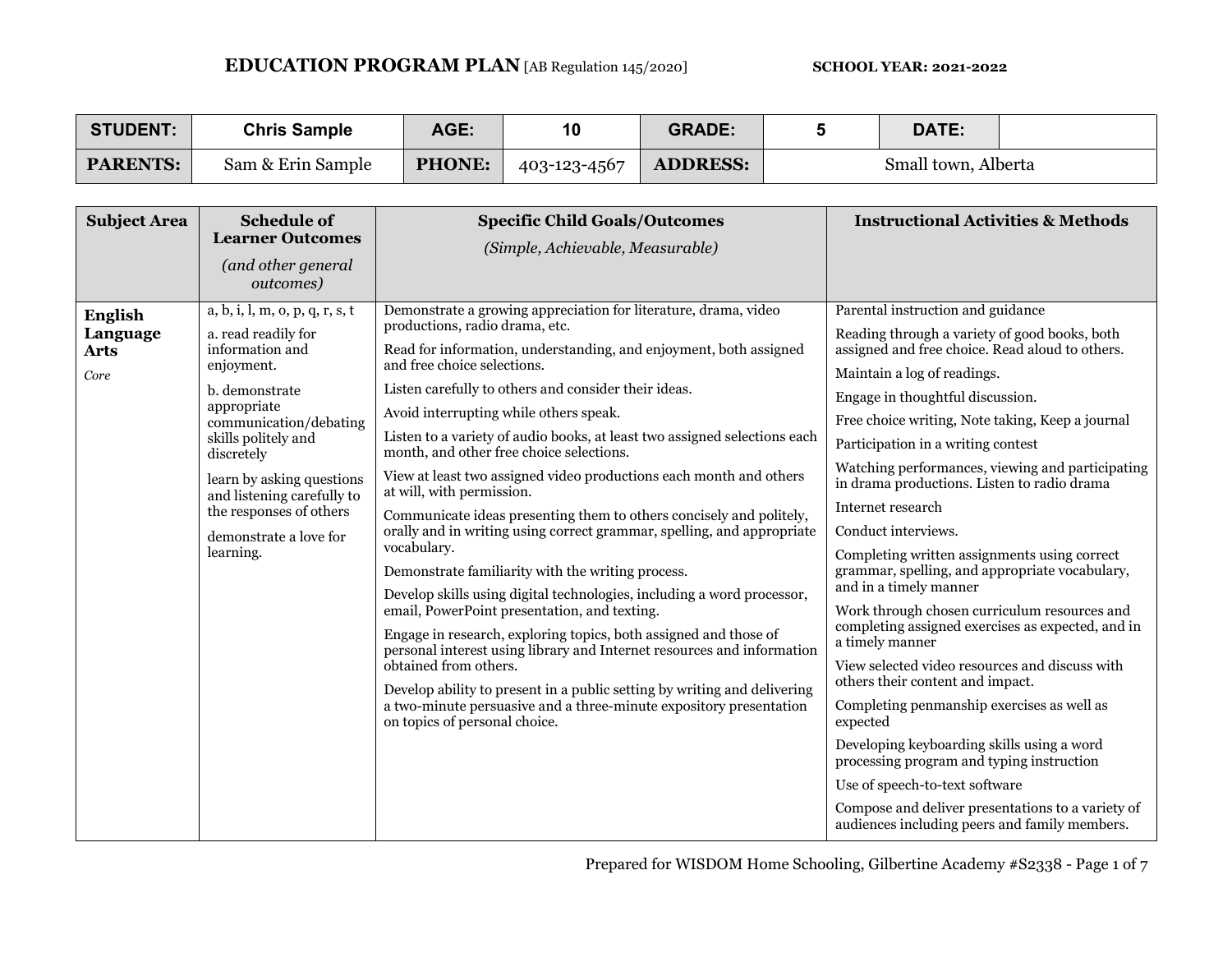**EDUCATION PROGRAM PLAN** [AB Regulation 145/2020] **SCHOOL YEAR: 2021-2022**

| **STUDENT:** | **Chris Sample** | **AGE:** | **10** | **GRADE:** | **5** | **DATE:** | |
|---|---|---|---|---|---|---|---|
| **PARENTS:** | Sam & Erin Sample | **PHONE:** | 403-123-4567 | **ADDRESS:** | Small town, Alberta | | |

| **Subject Area** | **Schedule of Learner Outcomes** *(and other general outcomes)* | **Specific Child Goals/Outcomes** *(Simple, Achievable, Measurable)* | **Instructional Activities & Methods** |
|---|---|---|---|
| **English Language Arts** *Core* | a, b, i, l, m, o, p, q, r, s, t<br><br>a. read readily for information and enjoyment.<br><br>b. demonstrate appropriate communication/debating skills politely and discretely<br><br>learn by asking questions and listening carefully to the responses of others<br><br>demonstrate a love for learning. | Demonstrate a growing appreciation for literature, drama, video productions, radio drama, etc.<br><br>Read for information, understanding, and enjoyment, both assigned and free choice selections.<br><br>Listen carefully to others and consider their ideas.<br><br>Avoid interrupting while others speak.<br><br>Listen to a variety of audio books, at least two assigned selections each month, and other free choice selections.<br><br>View at least two assigned video productions each month and others at will, with permission.<br><br>Communicate ideas presenting them to others concisely and politely, orally and in writing using correct grammar, spelling, and appropriate vocabulary.<br><br>Demonstrate familiarity with the writing process.<br><br>Develop skills using digital technologies, including a word processor, email, PowerPoint presentation, and texting.<br><br>Engage in research, exploring topics, both assigned and those of personal interest using library and Internet resources and information obtained from others.<br><br>Develop ability to present in a public setting by writing and delivering a two-minute persuasive and a three-minute expository presentation on topics of personal choice. | Parental instruction and guidance<br><br>Reading through a variety of good books, both assigned and free choice. Read aloud to others.<br><br>Maintain a log of readings.<br><br>Engage in thoughtful discussion.<br><br>Free choice writing, Note taking, Keep a journal<br><br>Participation in a writing contest<br><br>Watching performances, viewing and participating in drama productions. Listen to radio drama<br><br>Internet research<br><br>Conduct interviews.<br><br>Completing written assignments using correct grammar, spelling, and appropriate vocabulary, and in a timely manner<br><br>Work through chosen curriculum resources and completing assigned exercises as expected, and in a timely manner<br><br>View selected video resources and discuss with others their content and impact.<br><br>Completing penmanship exercises as well as expected<br><br>Developing keyboarding skills using a word processing program and typing instruction<br><br>Use of speech-to-text software<br><br>Compose and deliver presentations to a variety of audiences including peers and family members. |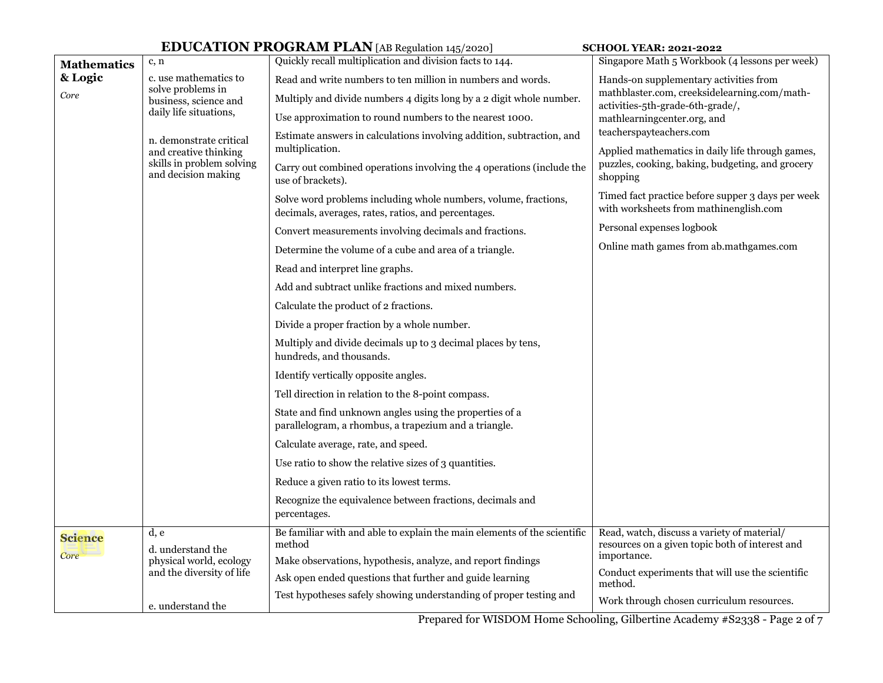**EDUCATION PROGRAM PLAN** [AB Regulation 145/2020] **SCHOOL YEAR: 2021-2022**

| | | | |
|---|---|---|---|
| **Mathematics & Logic**<br>*Core* | c, n<br><br>c. use mathematics to solve problems in business, science and daily life situations,<br><br>n. demonstrate critical and creative thinking skills in problem solving and decision making | Quickly recall multiplication and division facts to 144.<br><br>Read and write numbers to ten million in numbers and words.<br><br>Multiply and divide numbers 4 digits long by a 2 digit whole number.<br><br>Use approximation to round numbers to the nearest 1000.<br><br>Estimate answers in calculations involving addition, subtraction, and multiplication.<br><br>Carry out combined operations involving the 4 operations (include the use of brackets).<br><br>Solve word problems including whole numbers, volume, fractions, decimals, averages, rates, ratios, and percentages.<br><br>Convert measurements involving decimals and fractions.<br><br>Determine the volume of a cube and area of a triangle.<br><br>Read and interpret line graphs.<br><br>Add and subtract unlike fractions and mixed numbers.<br><br>Calculate the product of 2 fractions.<br><br>Divide a proper fraction by a whole number.<br><br>Multiply and divide decimals up to 3 decimal places by tens, hundreds, and thousands.<br><br>Identify vertically opposite angles.<br><br>Tell direction in relation to the 8-point compass.<br><br>State and find unknown angles using the properties of a parallelogram, a rhombus, a trapezium and a triangle.<br><br>Calculate average, rate, and speed.<br><br>Use ratio to show the relative sizes of 3 quantities.<br><br>Reduce a given ratio to its lowest terms.<br><br>Recognize the equivalence between fractions, decimals and percentages. | Singapore Math 5 Workbook (4 lessons per week)<br><br>Hands-on supplementary activities from mathblaster.com, creeksidelearning.com/math-activities-5th-grade-6th-grade/, mathlearningcenter.org, and teacherspayteachers.com<br><br>Applied mathematics in daily life through games, puzzles, cooking, baking, budgeting, and grocery shopping<br><br>Timed fact practice before supper 3 days per week with worksheets from mathinenglish.com<br><br>Personal expenses logbook<br><br>Online math games from ab.mathgames.com |
| **Science**<br>*Core* | d, e<br><br>d. understand the physical world, ecology and the diversity of life<br><br>e. understand the | Be familiar with and able to explain the main elements of the scientific method<br><br>Make observations, hypothesis, analyze, and report findings<br><br>Ask open ended questions that further and guide learning<br><br>Test hypotheses safely showing understanding of proper testing and | Read, watch, discuss a variety of material/ resources on a given topic both of interest and importance.<br><br>Conduct experiments that will use the scientific method.<br><br>Work through chosen curriculum resources. |

Prepared for WISDOM Home Schooling, Gilbertine Academy #S2338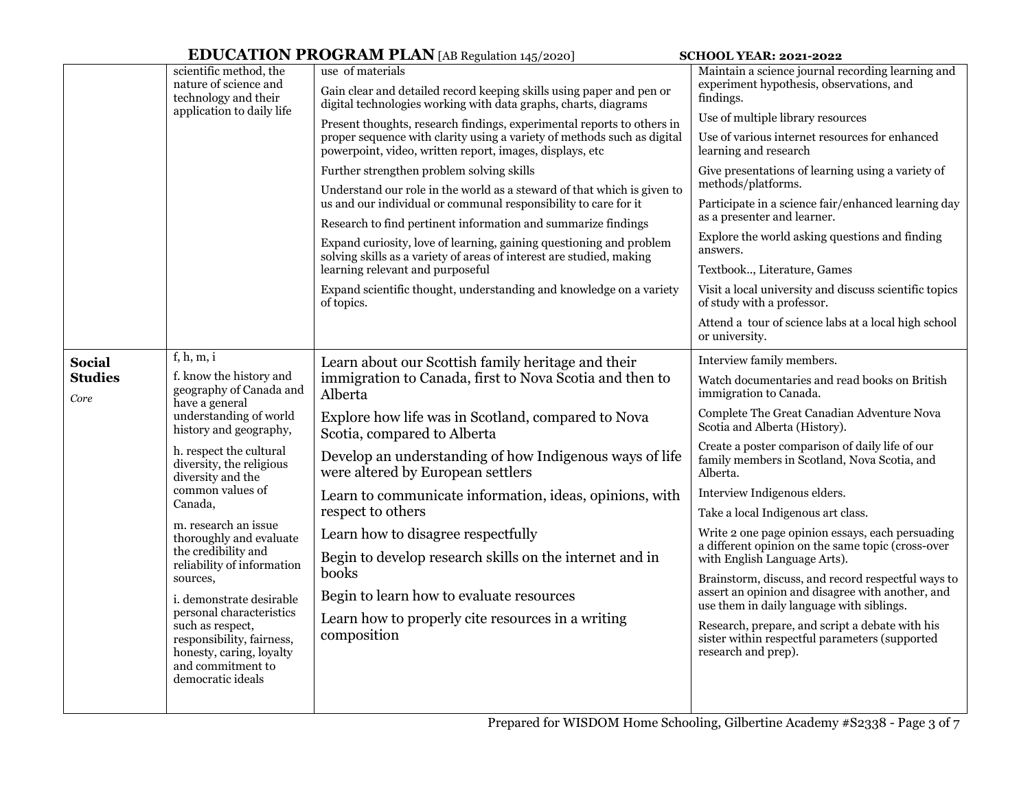| | | | |
|---|---|---|---|
| | scientific method, the nature of science and technology and their application to daily life | use of materials<br><br>Gain clear and detailed record keeping skills using paper and pen or digital technologies working with data graphs, charts, diagrams<br><br>Present thoughts, research findings, experimental reports to others in proper sequence with clarity using a variety of methods such as digital powerpoint, video, written report, images, displays, etc<br><br>Further strengthen problem solving skills<br><br>Understand our role in the world as a steward of that which is given to us and our individual or communal responsibility to care for it<br><br>Research to find pertinent information and summarize findings<br><br>Expand curiosity, love of learning, gaining questioning and problem solving skills as a variety of areas of interest are studied, making learning relevant and purposeful<br><br>Expand scientific thought, understanding and knowledge on a variety of topics. | Maintain a science journal recording learning and experiment hypothesis, observations, and findings.<br><br>Use of multiple library resources<br><br>Use of various internet resources for enhanced learning and research<br><br>Give presentations of learning using a variety of methods/platforms.<br><br>Participate in a science fair/enhanced learning day as a presenter and learner.<br><br>Explore the world asking questions and finding answers.<br><br>Textbook.., Literature, Games<br><br>Visit a local university and discuss scientific topics of study with a professor.<br><br>Attend a tour of science labs at a local high school or university. |
| **Social Studies**<br><br>*Core* | f, h, m, i<br><br>f. know the history and geography of Canada and have a general understanding of world history and geography,<br><br>h. respect the cultural diversity, the religious diversity and the common values of Canada,<br><br>m. research an issue thoroughly and evaluate the credibility and reliability of information sources,<br><br>i. demonstrate desirable personal characteristics such as respect, responsibility, fairness, honesty, caring, loyalty and commitment to democratic ideals | Learn about our Scottish family heritage and their immigration to Canada, first to Nova Scotia and then to Alberta<br><br>Explore how life was in Scotland, compared to Nova Scotia, compared to Alberta<br><br>Develop an understanding of how Indigenous ways of life were altered by European settlers<br><br>Learn to communicate information, ideas, opinions, with respect to others<br><br>Learn how to disagree respectfully<br><br>Begin to develop research skills on the internet and in books<br><br>Begin to learn how to evaluate resources<br><br>Learn how to properly cite resources in a writing composition | Interview family members.<br><br>Watch documentaries and read books on British immigration to Canada.<br><br>Complete The Great Canadian Adventure Nova Scotia and Alberta (History).<br><br>Create a poster comparison of daily life of our family members in Scotland, Nova Scotia, and Alberta.<br><br>Interview Indigenous elders.<br><br>Take a local Indigenous art class.<br><br>Write 2 one page opinion essays, each persuading a different opinion on the same topic (cross-over with English Language Arts).<br><br>Brainstorm, discuss, and record respectful ways to assert an opinion and disagree with another, and use them in daily language with siblings.<br><br>Research, prepare, and script a debate with his sister within respectful parameters (supported research and prep). |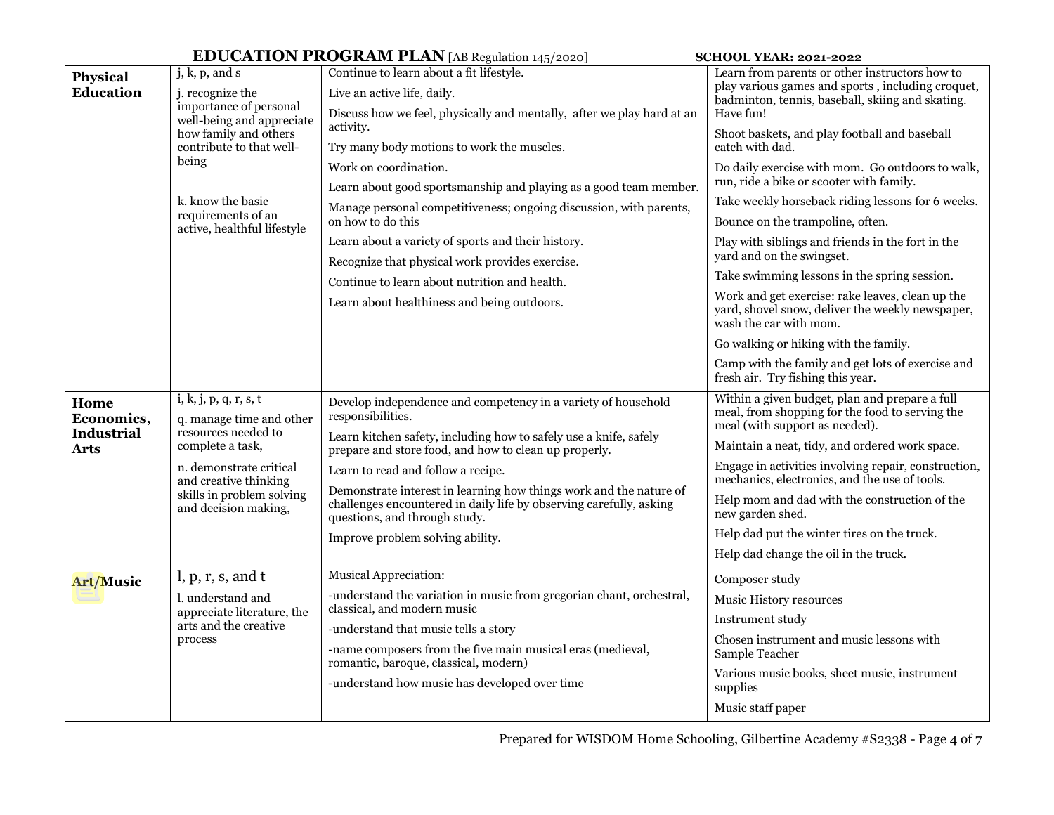# EDUCATION PROGRAM PLAN [AB Regulation 145/2020] **SCHOOL YEAR: 2021-2022**

| | | | |
|---|---|---|---|
| **Physical Education** | j, k, p, and s<br><br>j. recognize the importance of personal well-being and appreciate how family and others contribute to that well-being<br><br>k. know the basic requirements of an active, healthful lifestyle | Continue to learn about a fit lifestyle.<br><br>Live an active life, daily.<br><br>Discuss how we feel, physically and mentally, after we play hard at an activity.<br><br>Try many body motions to work the muscles.<br><br>Work on coordination.<br><br>Learn about good sportsmanship and playing as a good team member.<br><br>Manage personal competitiveness; ongoing discussion, with parents, on how to do this<br><br>Learn about a variety of sports and their history.<br><br>Recognize that physical work provides exercise.<br><br>Continue to learn about nutrition and health.<br><br>Learn about healthiness and being outdoors. | Learn from parents or other instructors how to play various games and sports , including croquet, badminton, tennis, baseball, skiing and skating. Have fun!<br><br>Shoot baskets, and play football and baseball catch with dad.<br><br>Do daily exercise with mom. Go outdoors to walk, run, ride a bike or scooter with family.<br><br>Take weekly horseback riding lessons for 6 weeks.<br><br>Bounce on the trampoline, often.<br><br>Play with siblings and friends in the fort in the yard and on the swingset.<br><br>Take swimming lessons in the spring session.<br><br>Work and get exercise: rake leaves, clean up the yard, shovel snow, deliver the weekly newspaper, wash the car with mom.<br><br>Go walking or hiking with the family.<br><br>Camp with the family and get lots of exercise and fresh air. Try fishing this year. |
| **Home Economics, Industrial Arts** | i, k, j, p, q, r, s, t<br><br>q. manage time and other resources needed to complete a task,<br><br>n. demonstrate critical and creative thinking skills in problem solving and decision making, | Develop independence and competency in a variety of household responsibilities.<br><br>Learn kitchen safety, including how to safely use a knife, safely prepare and store food, and how to clean up properly.<br><br>Learn to read and follow a recipe.<br><br>Demonstrate interest in learning how things work and the nature of challenges encountered in daily life by observing carefully, asking questions, and through study.<br><br>Improve problem solving ability. | Within a given budget, plan and prepare a full meal, from shopping for the food to serving the meal (with support as needed).<br><br>Maintain a neat, tidy, and ordered work space.<br><br>Engage in activities involving repair, construction, mechanics, electronics, and the use of tools.<br><br>Help mom and dad with the construction of the new garden shed.<br><br>Help dad put the winter tires on the truck.<br><br>Help dad change the oil in the truck. |
| **Art/Music** | l, p, r, s, and t<br><br>l. understand and appreciate literature, the arts and the creative process | Musical Appreciation:<br><br>-understand the variation in music from gregorian chant, orchestral, classical, and modern music<br><br>-understand that music tells a story<br><br>-name composers from the five main musical eras (medieval, romantic, baroque, classical, modern)<br><br>-understand how music has developed over time | Composer study<br><br>Music History resources<br><br>Instrument study<br><br>Chosen instrument and music lessons with Sample Teacher<br><br>Various music books, sheet music, instrument supplies<br><br>Music staff paper |

Prepared for WISDOM Home Schooling, Gilbertine Academy #S2338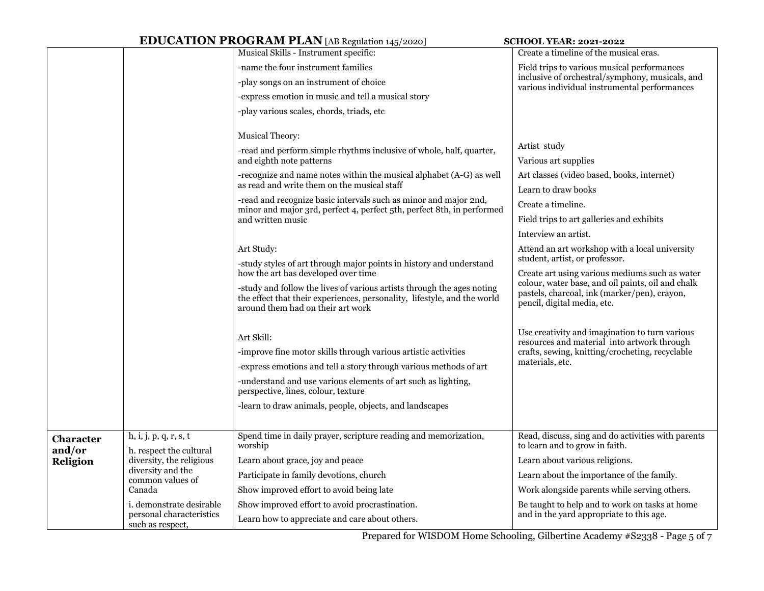| | | | |
|---|---|---|---|
| | | Musical Skills - Instrument specific:<br><br>-name the four instrument families<br><br>-play songs on an instrument of choice<br><br>-express emotion in music and tell a musical story<br><br>-play various scales, chords, triads, etc<br><br>Musical Theory:<br><br>-read and perform simple rhythms inclusive of whole, half, quarter, and eighth note patterns<br><br>-recognize and name notes within the musical alphabet (A-G) as well as read and write them on the musical staff<br><br>-read and recognize basic intervals such as minor and major 2nd, minor and major 3rd, perfect 4, perfect 5th, perfect 8th, in performed and written music<br><br>Art Study:<br><br>-study styles of art through major points in history and understand how the art has developed over time<br><br>-study and follow the lives of various artists through the ages noting the effect that their experiences, personality, lifestyle, and the world around them had on their art work<br><br>Art Skill:<br><br>-improve fine motor skills through various artistic activities<br><br>-express emotions and tell a story through various methods of art<br><br>-understand and use various elements of art such as lighting, perspective, lines, colour, texture<br><br>-learn to draw animals, people, objects, and landscapes | Create a timeline of the musical eras.<br><br>Field trips to various musical performances inclusive of orchestral/symphony, musicals, and various individual instrumental performances<br><br>Artist study<br><br>Various art supplies<br><br>Art classes (video based, books, internet)<br><br>Learn to draw books<br><br>Create a timeline.<br><br>Field trips to art galleries and exhibits<br><br>Interview an artist.<br><br>Attend an art workshop with a local university student, artist, or professor.<br><br>Create art using various mediums such as water colour, water base, and oil paints, oil and chalk pastels, charcoal, ink (marker/pen), crayon, pencil, digital media, etc.<br><br>Use creativity and imagination to turn various resources and material into artwork through crafts, sewing, knitting/crocheting, recyclable materials, etc. |
| **Character and/or Religion** | h, i, j, p, q, r, s, t<br><br>h. respect the cultural diversity, the religious diversity and the common values of Canada<br><br>i. demonstrate desirable personal characteristics such as respect, | Spend time in daily prayer, scripture reading and memorization, worship<br><br>Learn about grace, joy and peace<br><br>Participate in family devotions, church<br><br>Show improved effort to avoid being late<br><br>Show improved effort to avoid procrastination.<br><br>Learn how to appreciate and care about others. | Read, discuss, sing and do activities with parents to learn and to grow in faith.<br><br>Learn about various religions.<br><br>Learn about the importance of the family.<br><br>Work alongside parents while serving others.<br><br>Be taught to help and to work on tasks at home and in the yard appropriate to this age. |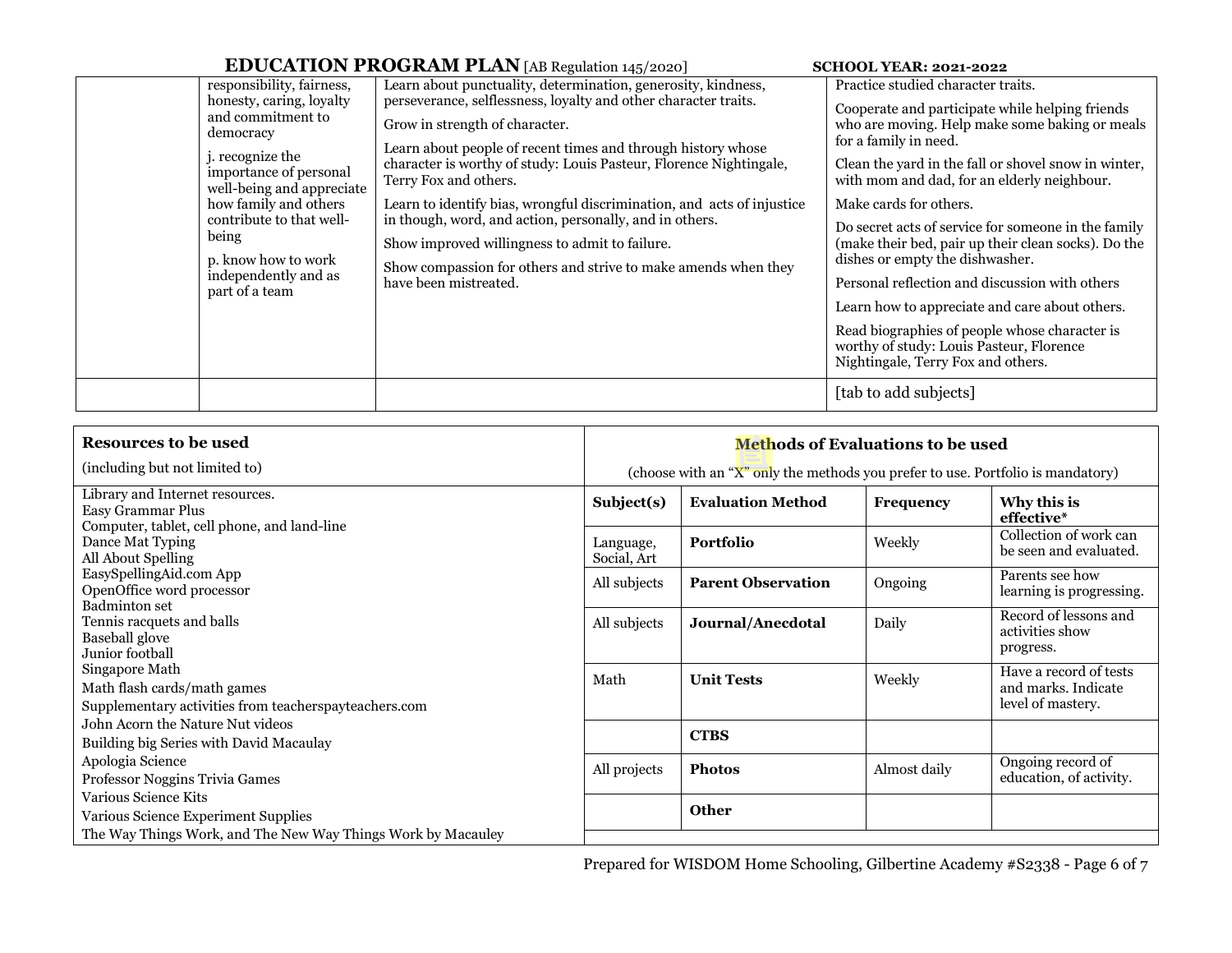| | | | |
|---|---|---|---|
| | responsibility, fairness, honesty, caring, loyalty and commitment to democracy<br><br>j. recognize the importance of personal well-being and appreciate how family and others contribute to that well-being<br><br>p. know how to work independently and as part of a team | Learn about punctuality, determination, generosity, kindness, perseverance, selflessness, loyalty and other character traits.<br><br>Grow in strength of character.<br><br>Learn about people of recent times and through history whose character is worthy of study: Louis Pasteur, Florence Nightingale, Terry Fox and others.<br><br>Learn to identify bias, wrongful discrimination, and acts of injustice in though, word, and action, personally, and in others.<br><br>Show improved willingness to admit to failure.<br><br>Show compassion for others and strive to make amends when they have been mistreated. | Practice studied character traits.<br><br>Cooperate and participate while helping friends who are moving. Help make some baking or meals for a family in need.<br><br>Clean the yard in the fall or shovel snow in winter, with mom and dad, for an elderly neighbour.<br><br>Make cards for others.<br><br>Do secret acts of service for someone in the family (make their bed, pair up their clean socks). Do the dishes or empty the dishwasher.<br><br>Personal reflection and discussion with others<br><br>Learn how to appreciate and care about others.<br><br>Read biographies of people whose character is worthy of study: Louis Pasteur, Florence Nightingale, Terry Fox and others. |
| | | | [tab to add subjects] |

**Resources to be used**

(including but not limited to)

Library and Internet resources.
Easy Grammar Plus
Computer, tablet, cell phone, and land-line
Dance Mat Typing
All About Spelling
EasySpellingAid.com App
OpenOffice word processor
Badminton set
Tennis racquets and balls
Baseball glove
Junior football
Singapore Math
Math flash cards/math games
Supplementary activities from teacherspayteachers.com
John Acorn the Nature Nut videos
Building big Series with David Macaulay
Apologia Science
Professor Noggins Trivia Games
Various Science Kits
Various Science Experiment Supplies
The Way Things Work, and The New Way Things Work by Macauley

**Methods of Evaluations to be used**

(choose with an "X" only the methods you prefer to use. Portfolio is mandatory)

| Subject(s) | Evaluation Method | Frequency | Why this is effective* |
|---|---|---|---|
| Language, Social, Art | **Portfolio** | Weekly | Collection of work can be seen and evaluated. |
| All subjects | **Parent Observation** | Ongoing | Parents see how learning is progressing. |
| All subjects | **Journal/Anecdotal** | Daily | Record of lessons and activities show progress. |
| Math | **Unit Tests** | Weekly | Have a record of tests and marks. Indicate level of mastery. |
| | **CTBS** | | |
| All projects | **Photos** | Almost daily | Ongoing record of education, of activity. |
| | **Other** | | |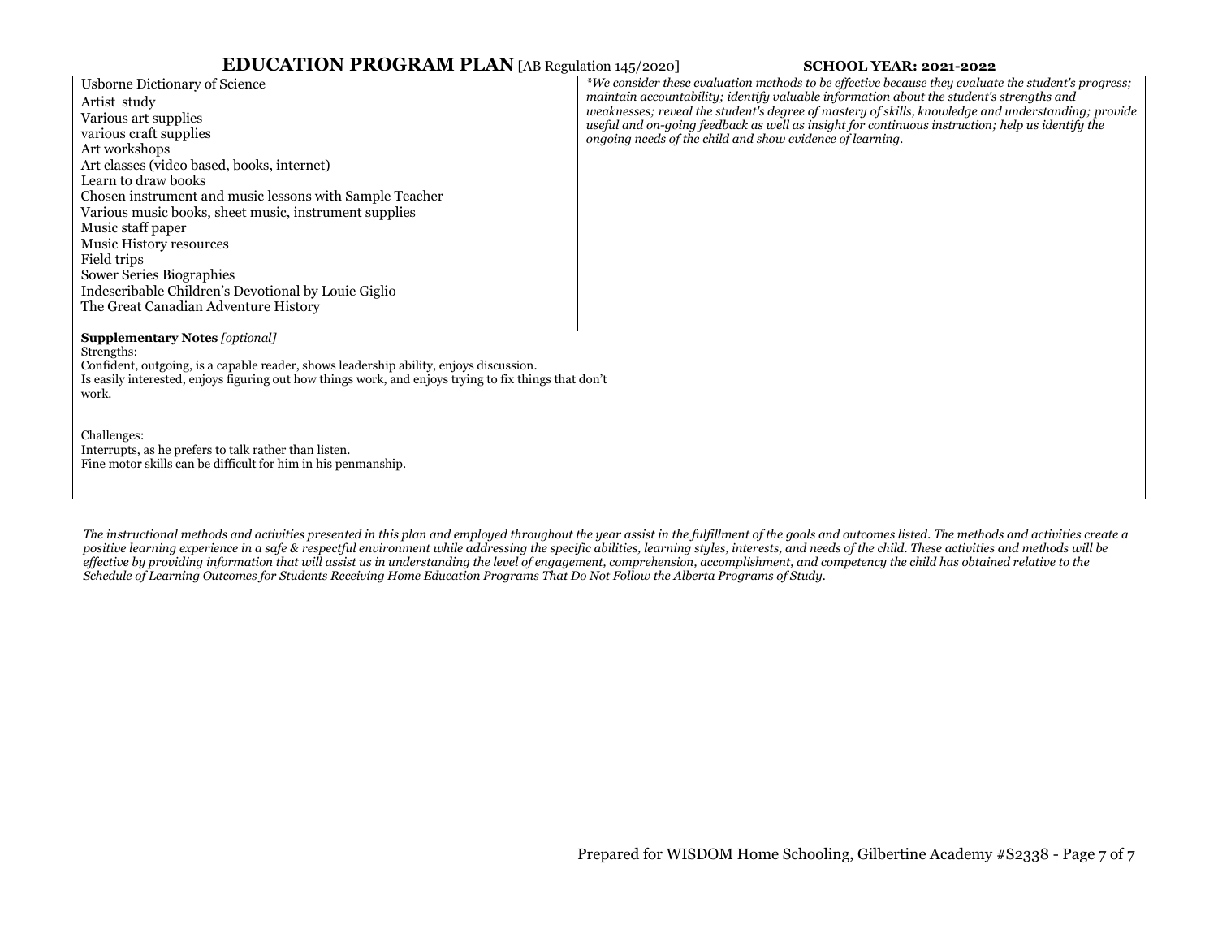# EDUCATION PROGRAM PLAN [AB Regulation 145/2020] SCHOOL YEAR: 2021-2022

| | |
|---|---|
| Usborne Dictionary of Science<br>Artist study<br>Various art supplies<br>various craft supplies<br>Art workshops<br>Art classes (video based, books, internet)<br>Learn to draw books<br>Chosen instrument and music lessons with Sample Teacher<br>Various music books, sheet music, instrument supplies<br>Music staff paper<br>Music History resources<br>Field trips<br>Sower Series Biographies<br>Indescribable Children's Devotional by Louie Giglio<br>The Great Canadian Adventure History | *\*We consider these evaluation methods to be effective because they evaluate the student's progress; maintain accountability; identify valuable information about the student's strengths and weaknesses; reveal the student's degree of mastery of skills, knowledge and understanding; provide useful and on-going feedback as well as insight for continuous instruction; help us identify the ongoing needs of the child and show evidence of learning.* |

**Supplementary Notes** *[optional]*

Strengths:

Confident, outgoing, is a capable reader, shows leadership ability, enjoys discussion.

Is easily interested, enjoys figuring out how things work, and enjoys trying to fix things that don't work.

Challenges:

Interrupts, as he prefers to talk rather than listen.

Fine motor skills can be difficult for him in his penmanship.

*The instructional methods and activities presented in this plan and employed throughout the year assist in the fulfillment of the goals and outcomes listed. The methods and activities create a positive learning experience in a safe & respectful environment while addressing the specific abilities, learning styles, interests, and needs of the child. These activities and methods will be effective by providing information that will assist us in understanding the level of engagement, comprehension, accomplishment, and competency the child has obtained relative to the Schedule of Learning Outcomes for Students Receiving Home Education Programs That Do Not Follow the Alberta Programs of Study.*

Prepared for WISDOM Home Schooling, Gilbertine Academy #S2338